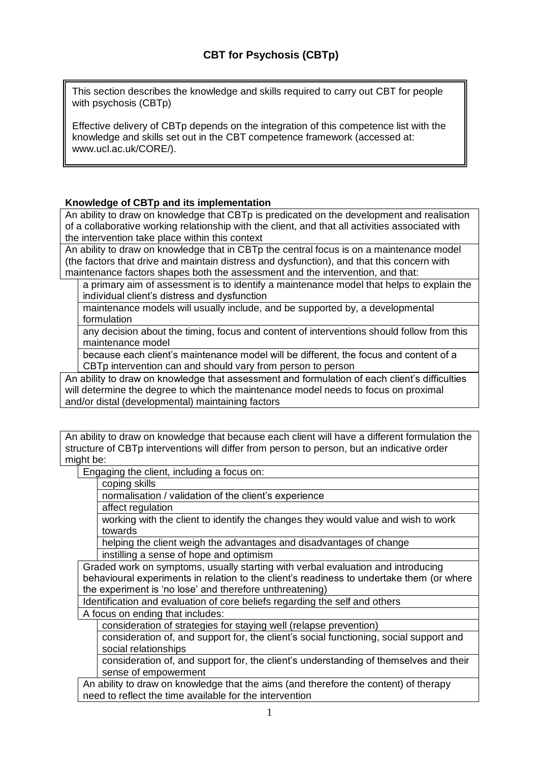# CBT for Psychosis (CBTp)

> This section describes the knowledge and skills required to carry out CBT for people with psychosis (CBTp)
>
> Effective delivery of CBTp depends on the integration of this competence list with the knowledge and skills set out in the CBT competence framework (accessed at: www.ucl.ac.uk/CORE/).

**Knowledge of CBTp and its implementation**

An ability to draw on knowledge that CBTp is predicated on the development and realisation of a collaborative working relationship with the client, and that all activities associated with the intervention take place within this context

An ability to draw on knowledge that in CBTp the central focus is on a maintenance model (the factors that drive and maintain distress and dysfunction), and that this concern with maintenance factors shapes both the assessment and the intervention, and that:

- a primary aim of assessment is to identify a maintenance model that helps to explain the individual client's distress and dysfunction
- maintenance models will usually include, and be supported by, a developmental formulation
- any decision about the timing, focus and content of interventions should follow from this maintenance model
- because each client's maintenance model will be different, the focus and content of a CBTp intervention can and should vary from person to person

An ability to draw on knowledge that assessment and formulation of each client's difficulties will determine the degree to which the maintenance model needs to focus on proximal and/or distal (developmental) maintaining factors

An ability to draw on knowledge that because each client will have a different formulation the structure of CBTp interventions will differ from person to person, but an indicative order might be:

- Engaging the client, including a focus on:
  - coping skills
  - normalisation / validation of the client's experience
  - affect regulation
  - working with the client to identify the changes they would value and wish to work towards
  - helping the client weigh the advantages and disadvantages of change
  - instilling a sense of hope and optimism
- Graded work on symptoms, usually starting with verbal evaluation and introducing behavioural experiments in relation to the client's readiness to undertake them (or where the experiment is 'no lose' and therefore unthreatening)
- Identification and evaluation of core beliefs regarding the self and others
- A focus on ending that includes:
  - consideration of strategies for staying well (relapse prevention)
  - consideration of, and support for, the client's social functioning, social support and social relationships
  - consideration of, and support for, the client's understanding of themselves and their sense of empowerment
- An ability to draw on knowledge that the aims (and therefore the content) of therapy need to reflect the time available for the intervention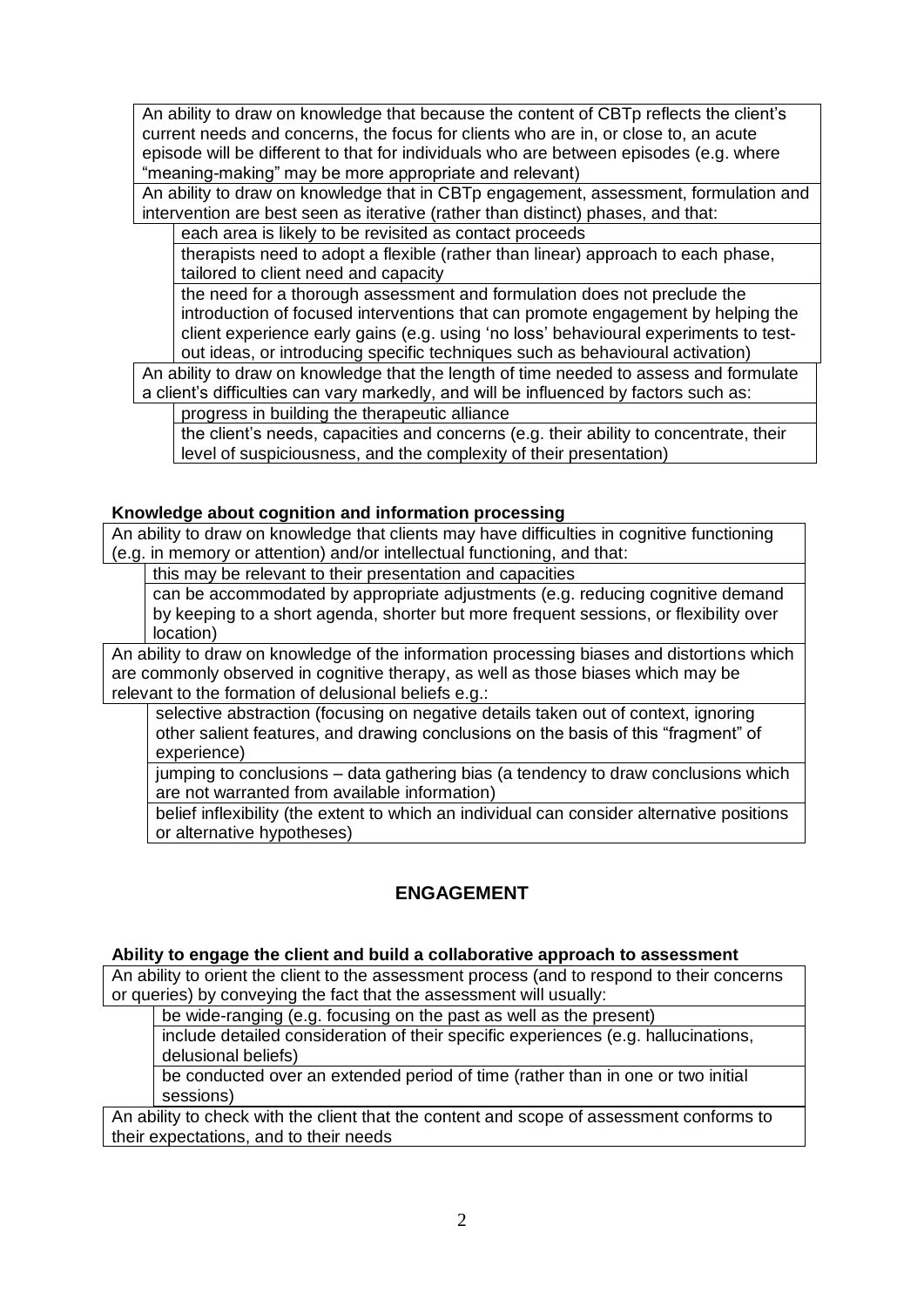- An ability to draw on knowledge that because the content of CBTp reflects the client's current needs and concerns, the focus for clients who are in, or close to, an acute episode will be different to that for individuals who are between episodes (e.g. where "meaning-making" may be more appropriate and relevant)
- An ability to draw on knowledge that in CBTp engagement, assessment, formulation and intervention are best seen as iterative (rather than distinct) phases, and that:
  - each area is likely to be revisited as contact proceeds
  - therapists need to adopt a flexible (rather than linear) approach to each phase, tailored to client need and capacity
  - the need for a thorough assessment and formulation does not preclude the introduction of focused interventions that can promote engagement by helping the client experience early gains (e.g. using 'no loss' behavioural experiments to test-out ideas, or introducing specific techniques such as behavioural activation)
- An ability to draw on knowledge that the length of time needed to assess and formulate a client's difficulties can vary markedly, and will be influenced by factors such as:
  - progress in building the therapeutic alliance
  - the client's needs, capacities and concerns (e.g. their ability to concentrate, their level of suspiciousness, and the complexity of their presentation)

**Knowledge about cognition and information processing**

- An ability to draw on knowledge that clients may have difficulties in cognitive functioning (e.g. in memory or attention) and/or intellectual functioning, and that:
  - this may be relevant to their presentation and capacities
  - can be accommodated by appropriate adjustments (e.g. reducing cognitive demand by keeping to a short agenda, shorter but more frequent sessions, or flexibility over location)
- An ability to draw on knowledge of the information processing biases and distortions which are commonly observed in cognitive therapy, as well as those biases which may be relevant to the formation of delusional beliefs e.g.:
  - selective abstraction (focusing on negative details taken out of context, ignoring other salient features, and drawing conclusions on the basis of this "fragment" of experience)
  - jumping to conclusions – data gathering bias (a tendency to draw conclusions which are not warranted from available information)
  - belief inflexibility (the extent to which an individual can consider alternative positions or alternative hypotheses)

## ENGAGEMENT

**Ability to engage the client and build a collaborative approach to assessment**

- An ability to orient the client to the assessment process (and to respond to their concerns or queries) by conveying the fact that the assessment will usually:
  - be wide-ranging (e.g. focusing on the past as well as the present)
  - include detailed consideration of their specific experiences (e.g. hallucinations, delusional beliefs)
  - be conducted over an extended period of time (rather than in one or two initial sessions)
- An ability to check with the client that the content and scope of assessment conforms to their expectations, and to their needs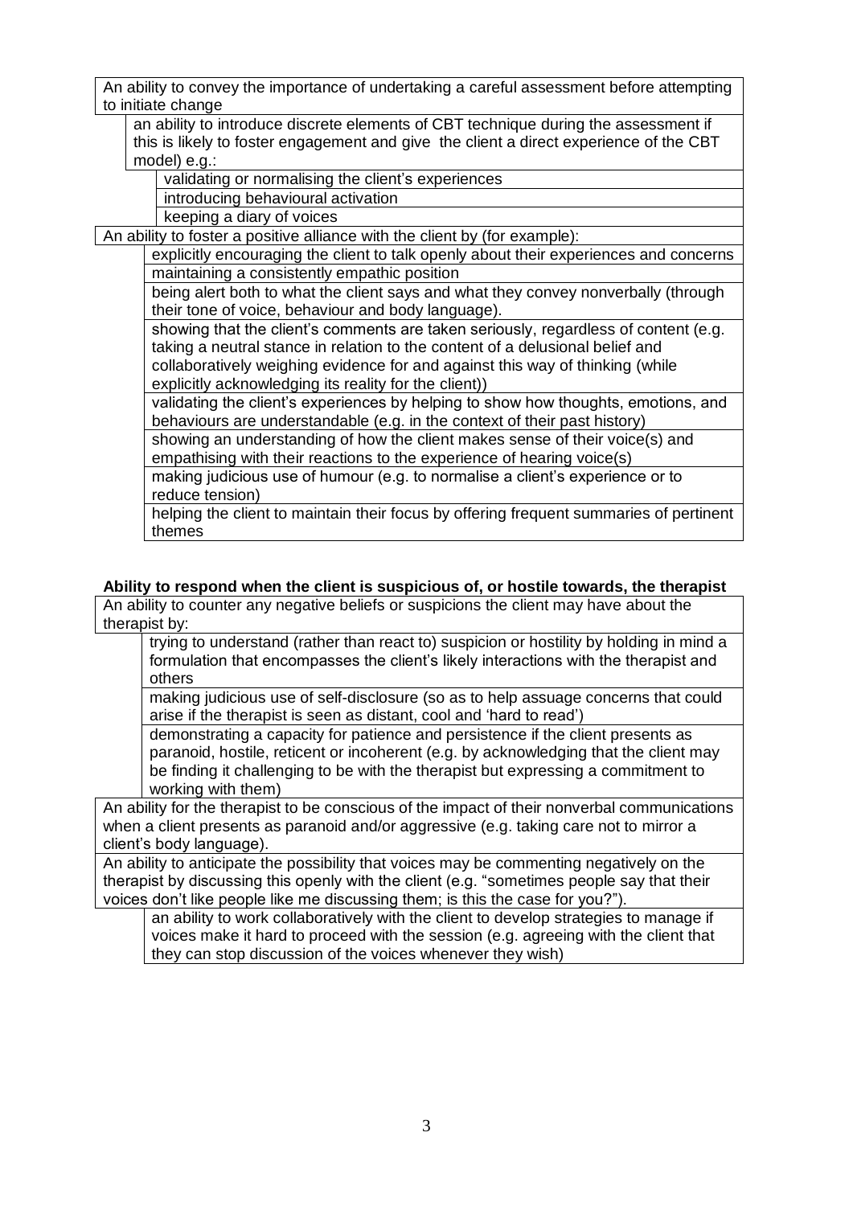An ability to convey the importance of undertaking a careful assessment before attempting to initiate change

- an ability to introduce discrete elements of CBT technique during the assessment if this is likely to foster engagement and give the client a direct experience of the CBT model) e.g.:
  - validating or normalising the client's experiences
  - introducing behavioural activation
  - keeping a diary of voices

An ability to foster a positive alliance with the client by (for example):

- explicitly encouraging the client to talk openly about their experiences and concerns
- maintaining a consistently empathic position
- being alert both to what the client says and what they convey nonverbally (through their tone of voice, behaviour and body language).
- showing that the client's comments are taken seriously, regardless of content (e.g. taking a neutral stance in relation to the content of a delusional belief and collaboratively weighing evidence for and against this way of thinking (while explicitly acknowledging its reality for the client))
- validating the client's experiences by helping to show how thoughts, emotions, and behaviours are understandable (e.g. in the context of their past history)
- showing an understanding of how the client makes sense of their voice(s) and empathising with their reactions to the experience of hearing voice(s)
- making judicious use of humour (e.g. to normalise a client's experience or to reduce tension)
- helping the client to maintain their focus by offering frequent summaries of pertinent themes

**Ability to respond when the client is suspicious of, or hostile towards, the therapist**

An ability to counter any negative beliefs or suspicions the client may have about the therapist by:

- trying to understand (rather than react to) suspicion or hostility by holding in mind a formulation that encompasses the client's likely interactions with the therapist and others
- making judicious use of self-disclosure (so as to help assuage concerns that could arise if the therapist is seen as distant, cool and 'hard to read')
- demonstrating a capacity for patience and persistence if the client presents as paranoid, hostile, reticent or incoherent (e.g. by acknowledging that the client may be finding it challenging to be with the therapist but expressing a commitment to working with them)

An ability for the therapist to be conscious of the impact of their nonverbal communications when a client presents as paranoid and/or aggressive (e.g. taking care not to mirror a client's body language).

An ability to anticipate the possibility that voices may be commenting negatively on the therapist by discussing this openly with the client (e.g. "sometimes people say that their voices don't like people like me discussing them; is this the case for you?").

- an ability to work collaboratively with the client to develop strategies to manage if voices make it hard to proceed with the session (e.g. agreeing with the client that they can stop discussion of the voices whenever they wish)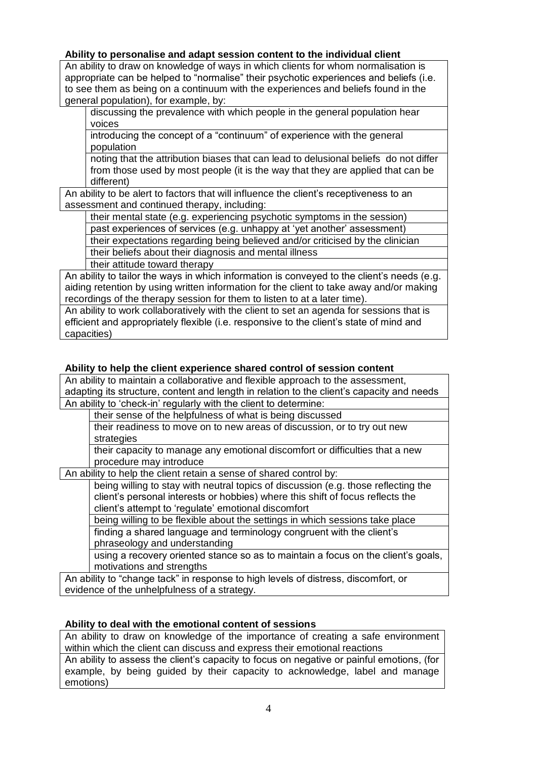**Ability to personalise and adapt session content to the individual client**

An ability to draw on knowledge of ways in which clients for whom normalisation is appropriate can be helped to "normalise" their psychotic experiences and beliefs (i.e. to see them as being on a continuum with the experiences and beliefs found in the general population), for example, by:

- discussing the prevalence with which people in the general population hear voices
- introducing the concept of a "continuum" of experience with the general population
- noting that the attribution biases that can lead to delusional beliefs do not differ from those used by most people (it is the way that they are applied that can be different)

An ability to be alert to factors that will influence the client's receptiveness to an assessment and continued therapy, including:

- their mental state (e.g. experiencing psychotic symptoms in the session)
- past experiences of services (e.g. unhappy at 'yet another' assessment)
- their expectations regarding being believed and/or criticised by the clinician
- their beliefs about their diagnosis and mental illness
- their attitude toward therapy

An ability to tailor the ways in which information is conveyed to the client's needs (e.g. aiding retention by using written information for the client to take away and/or making recordings of the therapy session for them to listen to at a later time).

An ability to work collaboratively with the client to set an agenda for sessions that is efficient and appropriately flexible (i.e. responsive to the client's state of mind and capacities)

**Ability to help the client experience shared control of session content**

An ability to maintain a collaborative and flexible approach to the assessment, adapting its structure, content and length in relation to the client's capacity and needs

An ability to 'check-in' regularly with the client to determine:

- their sense of the helpfulness of what is being discussed
- their readiness to move on to new areas of discussion, or to try out new strategies
- their capacity to manage any emotional discomfort or difficulties that a new procedure may introduce

An ability to help the client retain a sense of shared control by:

- being willing to stay with neutral topics of discussion (e.g. those reflecting the client's personal interests or hobbies) where this shift of focus reflects the client's attempt to 'regulate' emotional discomfort
- being willing to be flexible about the settings in which sessions take place
- finding a shared language and terminology congruent with the client's phraseology and understanding
- using a recovery oriented stance so as to maintain a focus on the client's goals, motivations and strengths

An ability to "change tack" in response to high levels of distress, discomfort, or evidence of the unhelpfulness of a strategy.

**Ability to deal with the emotional content of sessions**

An ability to draw on knowledge of the importance of creating a safe environment within which the client can discuss and express their emotional reactions

An ability to assess the client's capacity to focus on negative or painful emotions, (for example, by being guided by their capacity to acknowledge, label and manage emotions)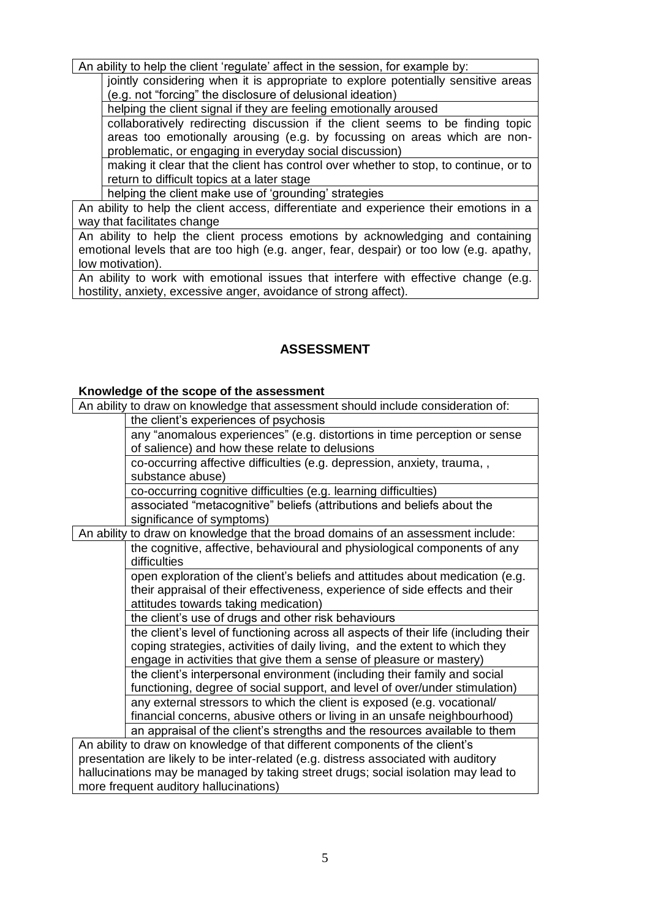| An ability to help the client 'regulate' affect in the session, for example by: | |
|---|---|
| | jointly considering when it is appropriate to explore potentially sensitive areas (e.g. not "forcing" the disclosure of delusional ideation) |
| | helping the client signal if they are feeling emotionally aroused |
| | collaboratively redirecting discussion if the client seems to be finding topic areas too emotionally arousing (e.g. by focussing on areas which are non-problematic, or engaging in everyday social discussion) |
| | making it clear that the client has control over whether to stop, to continue, or to return to difficult topics at a later stage |
| | helping the client make use of 'grounding' strategies |
| An ability to help the client access, differentiate and experience their emotions in a way that facilitates change | |
| An ability to help the client process emotions by acknowledging and containing emotional levels that are too high (e.g. anger, fear, despair) or too low (e.g. apathy, low motivation). | |
| An ability to work with emotional issues that interfere with effective change (e.g. hostility, anxiety, excessive anger, avoidance of strong affect). | |

## ASSESSMENT

### Knowledge of the scope of the assessment

| An ability to draw on knowledge that assessment should include consideration of: | |
|---|---|
| | the client's experiences of psychosis |
| | any "anomalous experiences" (e.g. distortions in time perception or sense of salience) and how these relate to delusions |
| | co-occurring affective difficulties (e.g. depression, anxiety, trauma, , substance abuse) |
| | co-occurring cognitive difficulties (e.g. learning difficulties) |
| | associated "metacognitive" beliefs (attributions and beliefs about the significance of symptoms) |
| An ability to draw on knowledge that the broad domains of an assessment include: | |
| | the cognitive, affective, behavioural and physiological components of any difficulties |
| | open exploration of the client's beliefs and attitudes about medication (e.g. their appraisal of their effectiveness, experience of side effects and their attitudes towards taking medication) |
| | the client's use of drugs and other risk behaviours |
| | the client's level of functioning across all aspects of their life (including their coping strategies, activities of daily living, and the extent to which they engage in activities that give them a sense of pleasure or mastery) |
| | the client's interpersonal environment (including their family and social functioning, degree of social support, and level of over/under stimulation) |
| | any external stressors to which the client is exposed (e.g. vocational/ financial concerns, abusive others or living in an unsafe neighbourhood) |
| | an appraisal of the client's strengths and the resources available to them |
| An ability to draw on knowledge of that different components of the client's presentation are likely to be inter-related (e.g. distress associated with auditory hallucinations may be managed by taking street drugs; social isolation may lead to more frequent auditory hallucinations) | |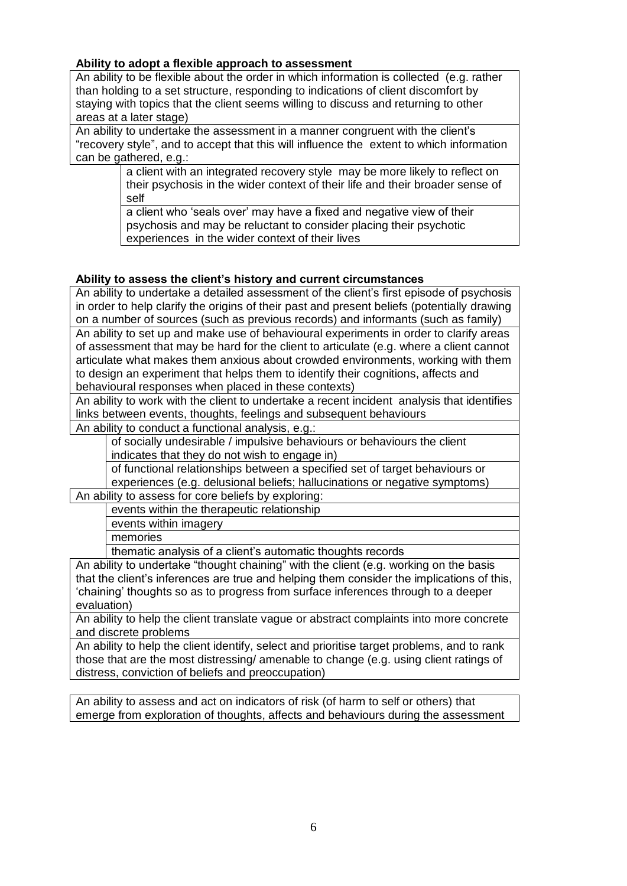**Ability to adopt a flexible approach to assessment**

An ability to be flexible about the order in which information is collected (e.g. rather than holding to a set structure, responding to indications of client discomfort by staying with topics that the client seems willing to discuss and returning to other areas at a later stage)

An ability to undertake the assessment in a manner congruent with the client's "recovery style", and to accept that this will influence the extent to which information can be gathered, e.g.:

- a client with an integrated recovery style may be more likely to reflect on their psychosis in the wider context of their life and their broader sense of self
- a client who 'seals over' may have a fixed and negative view of their psychosis and may be reluctant to consider placing their psychotic experiences in the wider context of their lives

**Ability to assess the client's history and current circumstances**

An ability to undertake a detailed assessment of the client's first episode of psychosis in order to help clarify the origins of their past and present beliefs (potentially drawing on a number of sources (such as previous records) and informants (such as family)

An ability to set up and make use of behavioural experiments in order to clarify areas of assessment that may be hard for the client to articulate (e.g. where a client cannot articulate what makes them anxious about crowded environments, working with them to design an experiment that helps them to identify their cognitions, affects and behavioural responses when placed in these contexts)

An ability to work with the client to undertake a recent incident analysis that identifies links between events, thoughts, feelings and subsequent behaviours

An ability to conduct a functional analysis, e.g.:

- of socially undesirable / impulsive behaviours or behaviours the client indicates that they do not wish to engage in)
- of functional relationships between a specified set of target behaviours or experiences (e.g. delusional beliefs; hallucinations or negative symptoms)

An ability to assess for core beliefs by exploring:

- events within the therapeutic relationship
- events within imagery
- memories
- thematic analysis of a client's automatic thoughts records

An ability to undertake "thought chaining" with the client (e.g. working on the basis that the client's inferences are true and helping them consider the implications of this, 'chaining' thoughts so as to progress from surface inferences through to a deeper evaluation)

An ability to help the client translate vague or abstract complaints into more concrete and discrete problems

An ability to help the client identify, select and prioritise target problems, and to rank those that are the most distressing/ amenable to change (e.g. using client ratings of distress, conviction of beliefs and preoccupation)

An ability to assess and act on indicators of risk (of harm to self or others) that emerge from exploration of thoughts, affects and behaviours during the assessment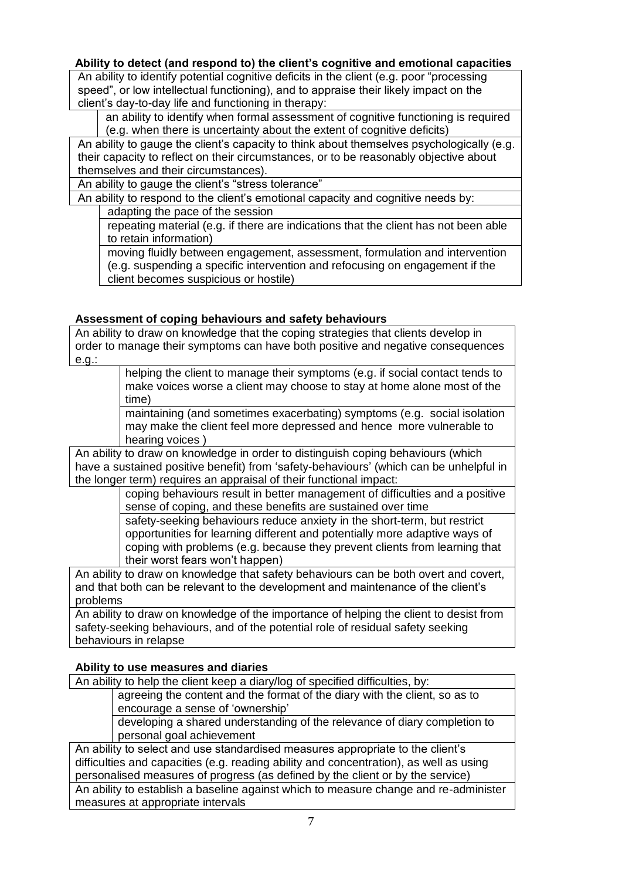**Ability to detect (and respond to) the client's cognitive and emotional capacities**

An ability to identify potential cognitive deficits in the client (e.g. poor "processing speed", or low intellectual functioning), and to appraise their likely impact on the client's day-to-day life and functioning in therapy:

- an ability to identify when formal assessment of cognitive functioning is required (e.g. when there is uncertainty about the extent of cognitive deficits)

An ability to gauge the client's capacity to think about themselves psychologically (e.g. their capacity to reflect on their circumstances, or to be reasonably objective about themselves and their circumstances).

An ability to gauge the client's "stress tolerance"

An ability to respond to the client's emotional capacity and cognitive needs by:

- adapting the pace of the session
- repeating material (e.g. if there are indications that the client has not been able to retain information)
- moving fluidly between engagement, assessment, formulation and intervention (e.g. suspending a specific intervention and refocusing on engagement if the client becomes suspicious or hostile)

**Assessment of coping behaviours and safety behaviours**

An ability to draw on knowledge that the coping strategies that clients develop in order to manage their symptoms can have both positive and negative consequences e.g.:

- helping the client to manage their symptoms (e.g. if social contact tends to make voices worse a client may choose to stay at home alone most of the time)
- maintaining (and sometimes exacerbating) symptoms (e.g. social isolation may make the client feel more depressed and hence more vulnerable to hearing voices )

An ability to draw on knowledge in order to distinguish coping behaviours (which have a sustained positive benefit) from 'safety-behaviours' (which can be unhelpful in the longer term) requires an appraisal of their functional impact:

- coping behaviours result in better management of difficulties and a positive sense of coping, and these benefits are sustained over time
- safety-seeking behaviours reduce anxiety in the short-term, but restrict opportunities for learning different and potentially more adaptive ways of coping with problems (e.g. because they prevent clients from learning that their worst fears won't happen)

An ability to draw on knowledge that safety behaviours can be both overt and covert, and that both can be relevant to the development and maintenance of the client's problems

An ability to draw on knowledge of the importance of helping the client to desist from safety-seeking behaviours, and of the potential role of residual safety seeking behaviours in relapse

**Ability to use measures and diaries**

An ability to help the client keep a diary/log of specified difficulties, by:

- agreeing the content and the format of the diary with the client, so as to encourage a sense of 'ownership'
- developing a shared understanding of the relevance of diary completion to personal goal achievement

An ability to select and use standardised measures appropriate to the client's difficulties and capacities (e.g. reading ability and concentration), as well as using personalised measures of progress (as defined by the client or by the service)

An ability to establish a baseline against which to measure change and re-administer measures at appropriate intervals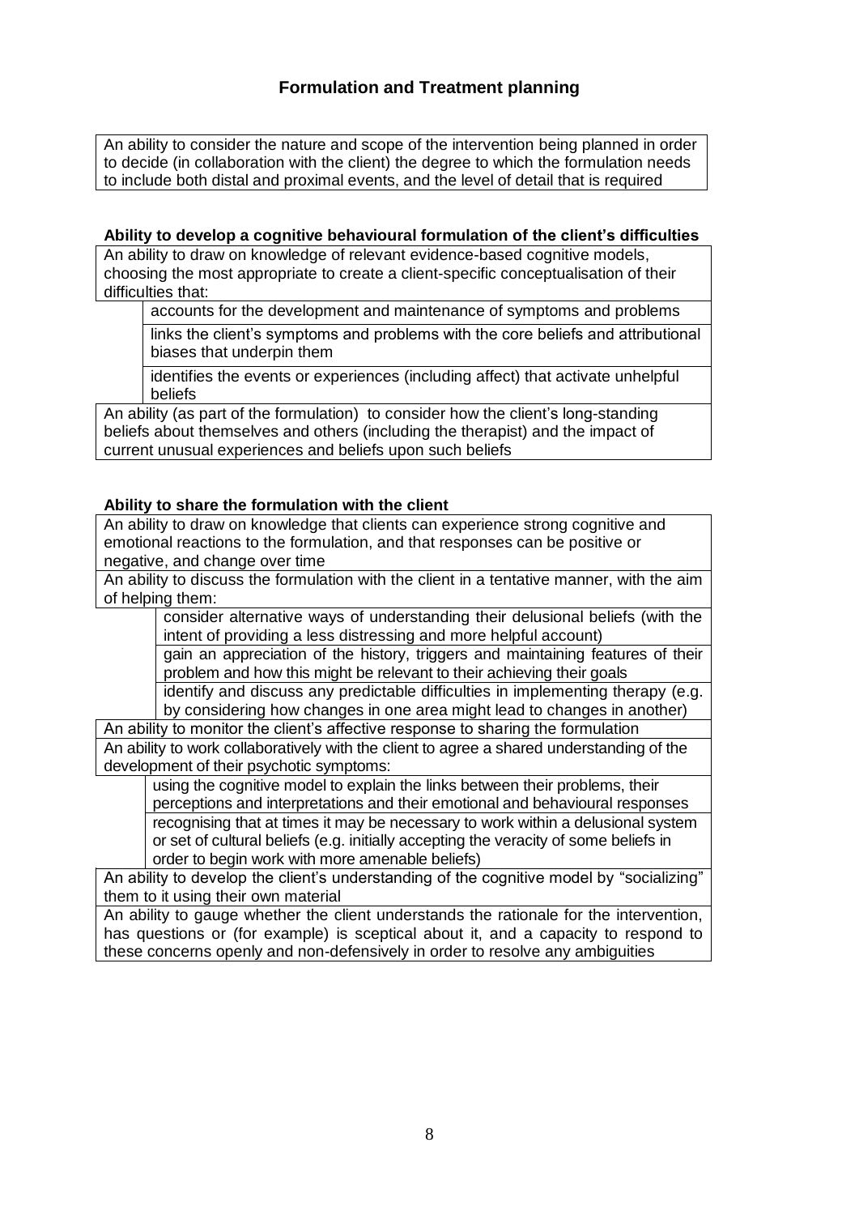## Formulation and Treatment planning

An ability to consider the nature and scope of the intervention being planned in order to decide (in collaboration with the client) the degree to which the formulation needs to include both distal and proximal events, and the level of detail that is required

### Ability to develop a cognitive behavioural formulation of the client's difficulties

An ability to draw on knowledge of relevant evidence-based cognitive models, choosing the most appropriate to create a client-specific conceptualisation of their difficulties that:

- accounts for the development and maintenance of symptoms and problems
- links the client's symptoms and problems with the core beliefs and attributional biases that underpin them
- identifies the events or experiences (including affect) that activate unhelpful beliefs

An ability (as part of the formulation) to consider how the client's long-standing beliefs about themselves and others (including the therapist) and the impact of current unusual experiences and beliefs upon such beliefs

### Ability to share the formulation with the client

An ability to draw on knowledge that clients can experience strong cognitive and emotional reactions to the formulation, and that responses can be positive or negative, and change over time

An ability to discuss the formulation with the client in a tentative manner, with the aim of helping them:

- consider alternative ways of understanding their delusional beliefs (with the intent of providing a less distressing and more helpful account)
- gain an appreciation of the history, triggers and maintaining features of their problem and how this might be relevant to their achieving their goals
- identify and discuss any predictable difficulties in implementing therapy (e.g. by considering how changes in one area might lead to changes in another)

An ability to monitor the client's affective response to sharing the formulation

An ability to work collaboratively with the client to agree a shared understanding of the development of their psychotic symptoms:

- using the cognitive model to explain the links between their problems, their perceptions and interpretations and their emotional and behavioural responses
- recognising that at times it may be necessary to work within a delusional system or set of cultural beliefs (e.g. initially accepting the veracity of some beliefs in order to begin work with more amenable beliefs)

An ability to develop the client's understanding of the cognitive model by "socializing" them to it using their own material

An ability to gauge whether the client understands the rationale for the intervention, has questions or (for example) is sceptical about it, and a capacity to respond to these concerns openly and non-defensively in order to resolve any ambiguities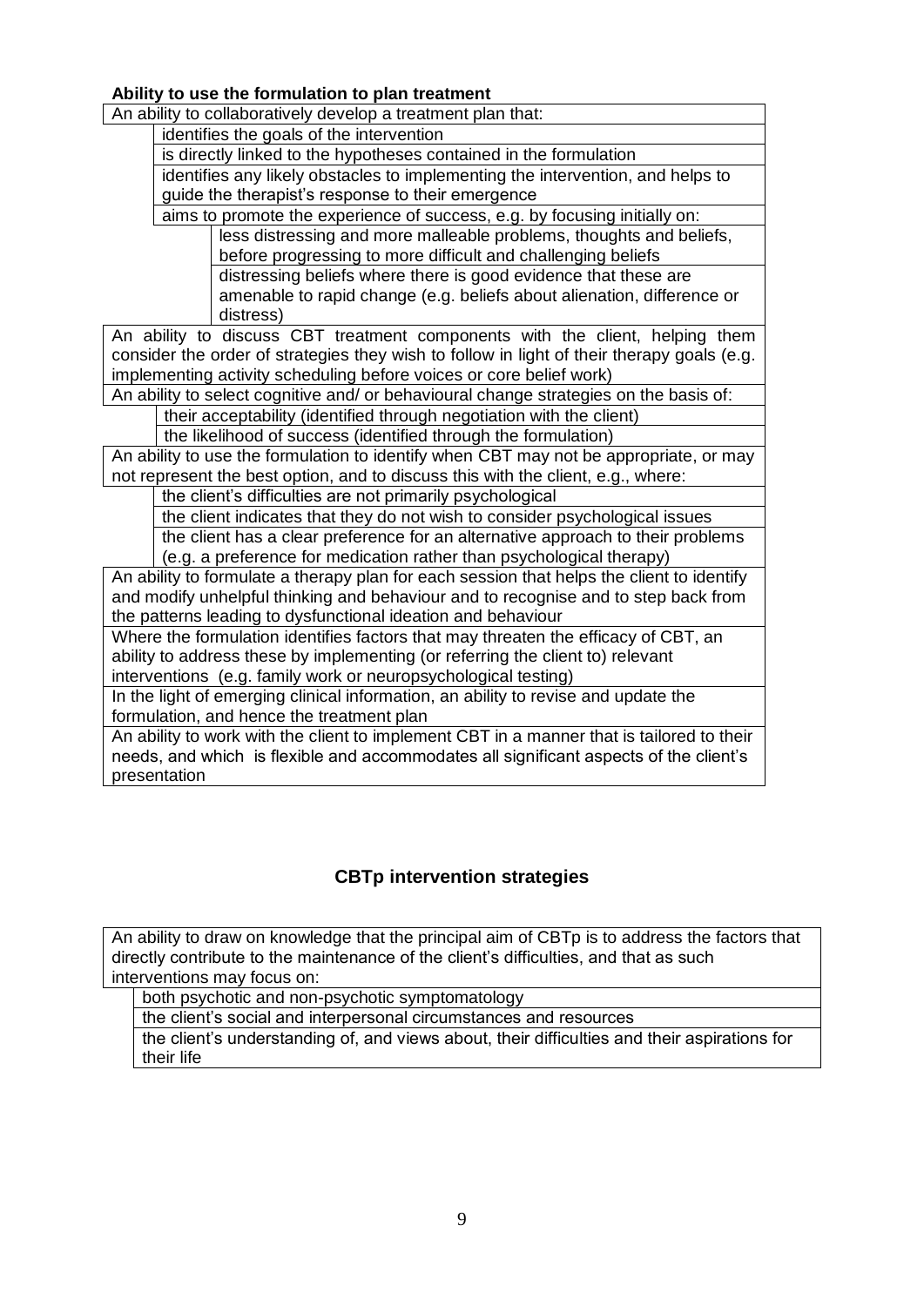**Ability to use the formulation to plan treatment**

An ability to collaboratively develop a treatment plan that:

- identifies the goals of the intervention
- is directly linked to the hypotheses contained in the formulation
- identifies any likely obstacles to implementing the intervention, and helps to guide the therapist's response to their emergence
- aims to promote the experience of success, e.g. by focusing initially on:
  - less distressing and more malleable problems, thoughts and beliefs, before progressing to more difficult and challenging beliefs
  - distressing beliefs where there is good evidence that these are amenable to rapid change (e.g. beliefs about alienation, difference or distress)

An ability to discuss CBT treatment components with the client, helping them consider the order of strategies they wish to follow in light of their therapy goals (e.g. implementing activity scheduling before voices or core belief work)

An ability to select cognitive and/ or behavioural change strategies on the basis of:

- their acceptability (identified through negotiation with the client)
- the likelihood of success (identified through the formulation)

An ability to use the formulation to identify when CBT may not be appropriate, or may not represent the best option, and to discuss this with the client, e.g., where:

- the client's difficulties are not primarily psychological
- the client indicates that they do not wish to consider psychological issues
- the client has a clear preference for an alternative approach to their problems (e.g. a preference for medication rather than psychological therapy)

An ability to formulate a therapy plan for each session that helps the client to identify and modify unhelpful thinking and behaviour and to recognise and to step back from the patterns leading to dysfunctional ideation and behaviour

Where the formulation identifies factors that may threaten the efficacy of CBT, an ability to address these by implementing (or referring the client to) relevant interventions (e.g. family work or neuropsychological testing)

In the light of emerging clinical information, an ability to revise and update the formulation, and hence the treatment plan

An ability to work with the client to implement CBT in a manner that is tailored to their needs, and which is flexible and accommodates all significant aspects of the client's presentation

## CBTp intervention strategies

An ability to draw on knowledge that the principal aim of CBTp is to address the factors that directly contribute to the maintenance of the client's difficulties, and that as such interventions may focus on:

- both psychotic and non-psychotic symptomatology
- the client's social and interpersonal circumstances and resources
- the client's understanding of, and views about, their difficulties and their aspirations for their life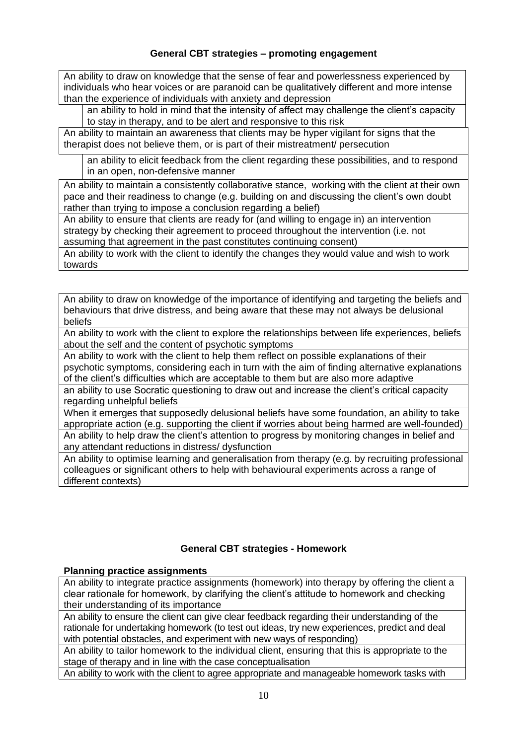### General CBT strategies – promoting engagement

An ability to draw on knowledge that the sense of fear and powerlessness experienced by individuals who hear voices or are paranoid can be qualitatively different and more intense than the experience of individuals with anxiety and depression

- an ability to hold in mind that the intensity of affect may challenge the client's capacity to stay in therapy, and to be alert and responsive to this risk

An ability to maintain an awareness that clients may be hyper vigilant for signs that the therapist does not believe them, or is part of their mistreatment/ persecution

- an ability to elicit feedback from the client regarding these possibilities, and to respond in an open, non-defensive manner

An ability to maintain a consistently collaborative stance, working with the client at their own pace and their readiness to change (e.g. building on and discussing the client's own doubt rather than trying to impose a conclusion regarding a belief)

An ability to ensure that clients are ready for (and willing to engage in) an intervention strategy by checking their agreement to proceed throughout the intervention (i.e. not assuming that agreement in the past constitutes continuing consent)

An ability to work with the client to identify the changes they would value and wish to work towards

---

An ability to draw on knowledge of the importance of identifying and targeting the beliefs and behaviours that drive distress, and being aware that these may not always be delusional beliefs

An ability to work with the client to explore the relationships between life experiences, beliefs about the self and the content of psychotic symptoms

An ability to work with the client to help them reflect on possible explanations of their psychotic symptoms, considering each in turn with the aim of finding alternative explanations of the client's difficulties which are acceptable to them but are also more adaptive

an ability to use Socratic questioning to draw out and increase the client's critical capacity regarding unhelpful beliefs

When it emerges that supposedly delusional beliefs have some foundation, an ability to take appropriate action (e.g. supporting the client if worries about being harmed are well-founded)

An ability to help draw the client's attention to progress by monitoring changes in belief and any attendant reductions in distress/ dysfunction

An ability to optimise learning and generalisation from therapy (e.g. by recruiting professional colleagues or significant others to help with behavioural experiments across a range of different contexts)

### General CBT strategies - Homework

**Planning practice assignments**

An ability to integrate practice assignments (homework) into therapy by offering the client a clear rationale for homework, by clarifying the client's attitude to homework and checking their understanding of its importance

An ability to ensure the client can give clear feedback regarding their understanding of the rationale for undertaking homework (to test out ideas, try new experiences, predict and deal with potential obstacles, and experiment with new ways of responding)

An ability to tailor homework to the individual client, ensuring that this is appropriate to the stage of therapy and in line with the case conceptualisation

An ability to work with the client to agree appropriate and manageable homework tasks with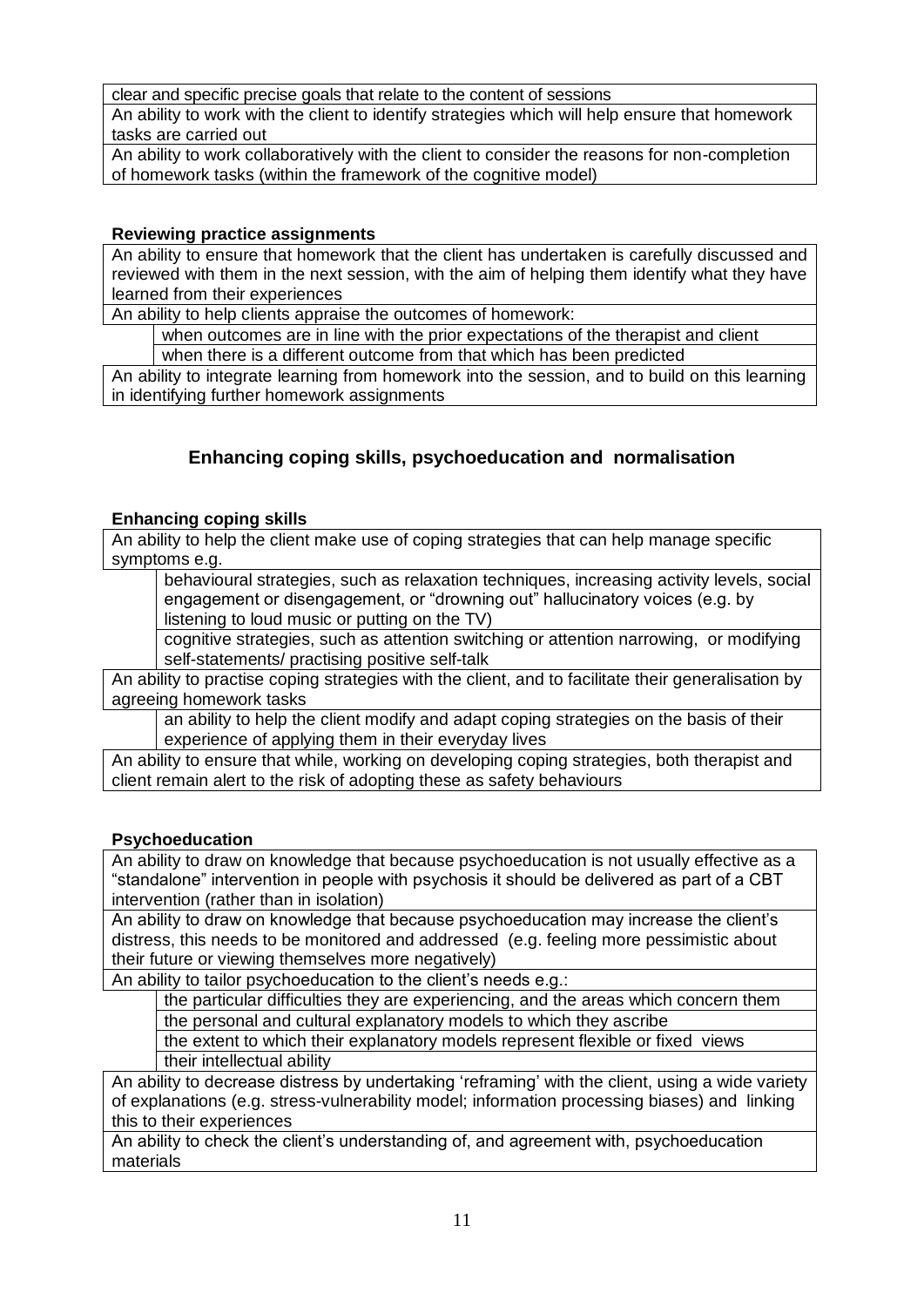clear and specific precise goals that relate to the content of sessions

An ability to work with the client to identify strategies which will help ensure that homework tasks are carried out

An ability to work collaboratively with the client to consider the reasons for non-completion of homework tasks (within the framework of the cognitive model)

**Reviewing practice assignments**

An ability to ensure that homework that the client has undertaken is carefully discussed and reviewed with them in the next session, with the aim of helping them identify what they have learned from their experiences

An ability to help clients appraise the outcomes of homework:

- when outcomes are in line with the prior expectations of the therapist and client
- when there is a different outcome from that which has been predicted

An ability to integrate learning from homework into the session, and to build on this learning in identifying further homework assignments

## Enhancing coping skills, psychoeducation and normalisation

**Enhancing coping skills**

An ability to help the client make use of coping strategies that can help manage specific symptoms e.g.

- behavioural strategies, such as relaxation techniques, increasing activity levels, social engagement or disengagement, or "drowning out" hallucinatory voices (e.g. by listening to loud music or putting on the TV)
- cognitive strategies, such as attention switching or attention narrowing, or modifying self-statements/ practising positive self-talk

An ability to practise coping strategies with the client, and to facilitate their generalisation by agreeing homework tasks

- an ability to help the client modify and adapt coping strategies on the basis of their experience of applying them in their everyday lives

An ability to ensure that while, working on developing coping strategies, both therapist and client remain alert to the risk of adopting these as safety behaviours

**Psychoeducation**

An ability to draw on knowledge that because psychoeducation is not usually effective as a "standalone" intervention in people with psychosis it should be delivered as part of a CBT intervention (rather than in isolation)

An ability to draw on knowledge that because psychoeducation may increase the client's distress, this needs to be monitored and addressed (e.g. feeling more pessimistic about their future or viewing themselves more negatively)

An ability to tailor psychoeducation to the client's needs e.g.:

- the particular difficulties they are experiencing, and the areas which concern them
- the personal and cultural explanatory models to which they ascribe
- the extent to which their explanatory models represent flexible or fixed views
- their intellectual ability

An ability to decrease distress by undertaking 'reframing' with the client, using a wide variety of explanations (e.g. stress-vulnerability model; information processing biases) and linking this to their experiences

An ability to check the client's understanding of, and agreement with, psychoeducation materials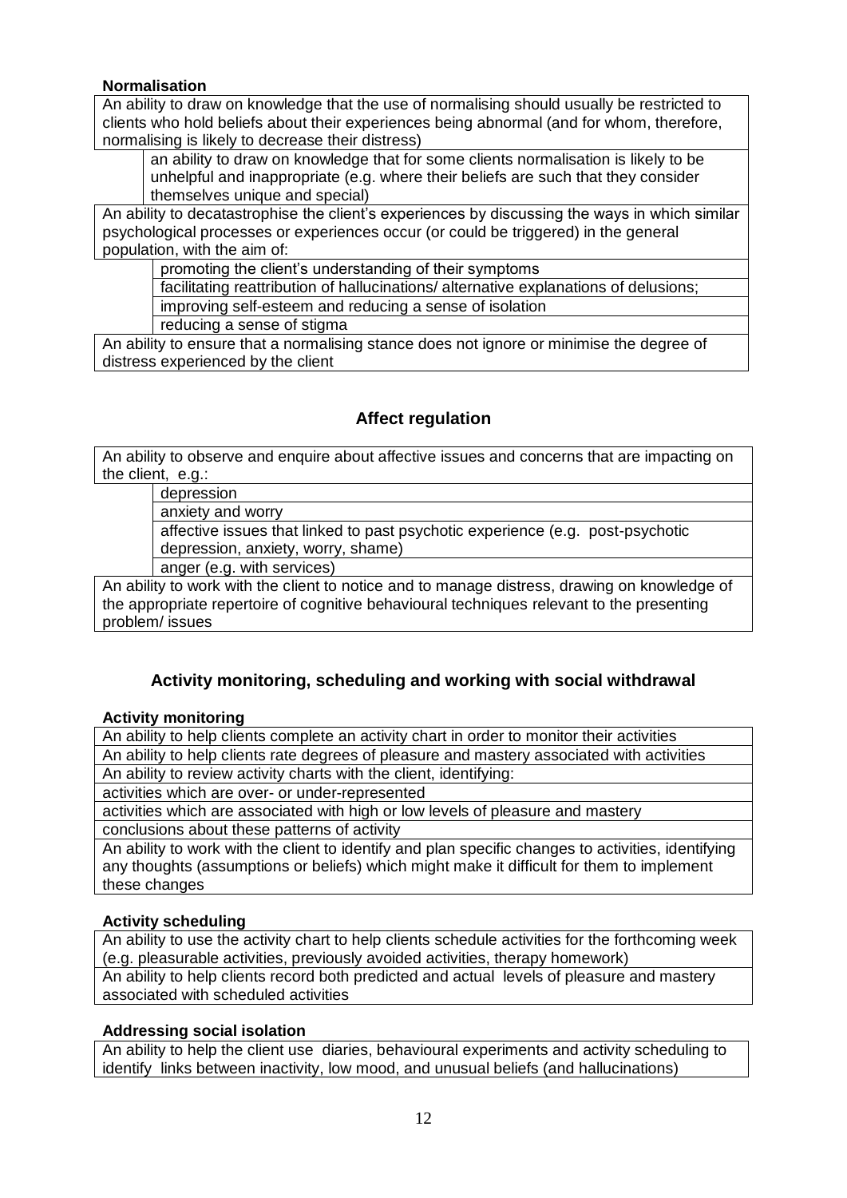**Normalisation**

An ability to draw on knowledge that the use of normalising should usually be restricted to clients who hold beliefs about their experiences being abnormal (and for whom, therefore, normalising is likely to decrease their distress)

- an ability to draw on knowledge that for some clients normalisation is likely to be unhelpful and inappropriate (e.g. where their beliefs are such that they consider themselves unique and special)

An ability to decatastrophise the client's experiences by discussing the ways in which similar psychological processes or experiences occur (or could be triggered) in the general population, with the aim of:

- promoting the client's understanding of their symptoms
- facilitating reattribution of hallucinations/ alternative explanations of delusions;
- improving self-esteem and reducing a sense of isolation
- reducing a sense of stigma

An ability to ensure that a normalising stance does not ignore or minimise the degree of distress experienced by the client

## Affect regulation

An ability to observe and enquire about affective issues and concerns that are impacting on the client, e.g.:

- depression
- anxiety and worry
- affective issues that linked to past psychotic experience (e.g. post-psychotic depression, anxiety, worry, shame)
- anger (e.g. with services)

An ability to work with the client to notice and to manage distress, drawing on knowledge of the appropriate repertoire of cognitive behavioural techniques relevant to the presenting problem/ issues

## Activity monitoring, scheduling and working with social withdrawal

**Activity monitoring**

An ability to help clients complete an activity chart in order to monitor their activities

An ability to help clients rate degrees of pleasure and mastery associated with activities

An ability to review activity charts with the client, identifying:

activities which are over- or under-represented

activities which are associated with high or low levels of pleasure and mastery

conclusions about these patterns of activity

An ability to work with the client to identify and plan specific changes to activities, identifying any thoughts (assumptions or beliefs) which might make it difficult for them to implement these changes

**Activity scheduling**

An ability to use the activity chart to help clients schedule activities for the forthcoming week (e.g. pleasurable activities, previously avoided activities, therapy homework)

An ability to help clients record both predicted and actual levels of pleasure and mastery associated with scheduled activities

**Addressing social isolation**

An ability to help the client use diaries, behavioural experiments and activity scheduling to identify links between inactivity, low mood, and unusual beliefs (and hallucinations)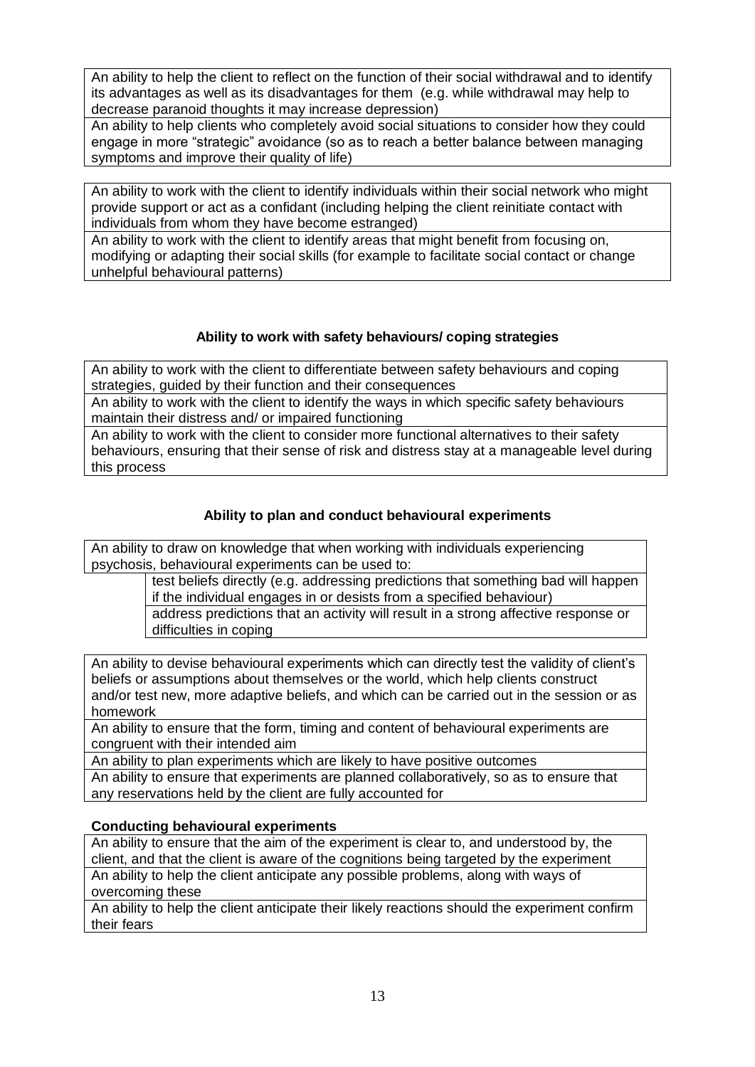An ability to help the client to reflect on the function of their social withdrawal and to identify its advantages as well as its disadvantages for them (e.g. while withdrawal may help to decrease paranoid thoughts it may increase depression)

An ability to help clients who completely avoid social situations to consider how they could engage in more "strategic" avoidance (so as to reach a better balance between managing symptoms and improve their quality of life)

An ability to work with the client to identify individuals within their social network who might provide support or act as a confidant (including helping the client reinitiate contact with individuals from whom they have become estranged)

An ability to work with the client to identify areas that might benefit from focusing on, modifying or adapting their social skills (for example to facilitate social contact or change unhelpful behavioural patterns)

### Ability to work with safety behaviours/ coping strategies

An ability to work with the client to differentiate between safety behaviours and coping strategies, guided by their function and their consequences

An ability to work with the client to identify the ways in which specific safety behaviours maintain their distress and/ or impaired functioning

An ability to work with the client to consider more functional alternatives to their safety behaviours, ensuring that their sense of risk and distress stay at a manageable level during this process

### Ability to plan and conduct behavioural experiments

An ability to draw on knowledge that when working with individuals experiencing psychosis, behavioural experiments can be used to:

- test beliefs directly (e.g. addressing predictions that something bad will happen if the individual engages in or desists from a specified behaviour)
- address predictions that an activity will result in a strong affective response or difficulties in coping

An ability to devise behavioural experiments which can directly test the validity of client's beliefs or assumptions about themselves or the world, which help clients construct and/or test new, more adaptive beliefs, and which can be carried out in the session or as homework

An ability to ensure that the form, timing and content of behavioural experiments are congruent with their intended aim

An ability to plan experiments which are likely to have positive outcomes

An ability to ensure that experiments are planned collaboratively, so as to ensure that any reservations held by the client are fully accounted for

**Conducting behavioural experiments**

An ability to ensure that the aim of the experiment is clear to, and understood by, the client, and that the client is aware of the cognitions being targeted by the experiment

An ability to help the client anticipate any possible problems, along with ways of overcoming these

An ability to help the client anticipate their likely reactions should the experiment confirm their fears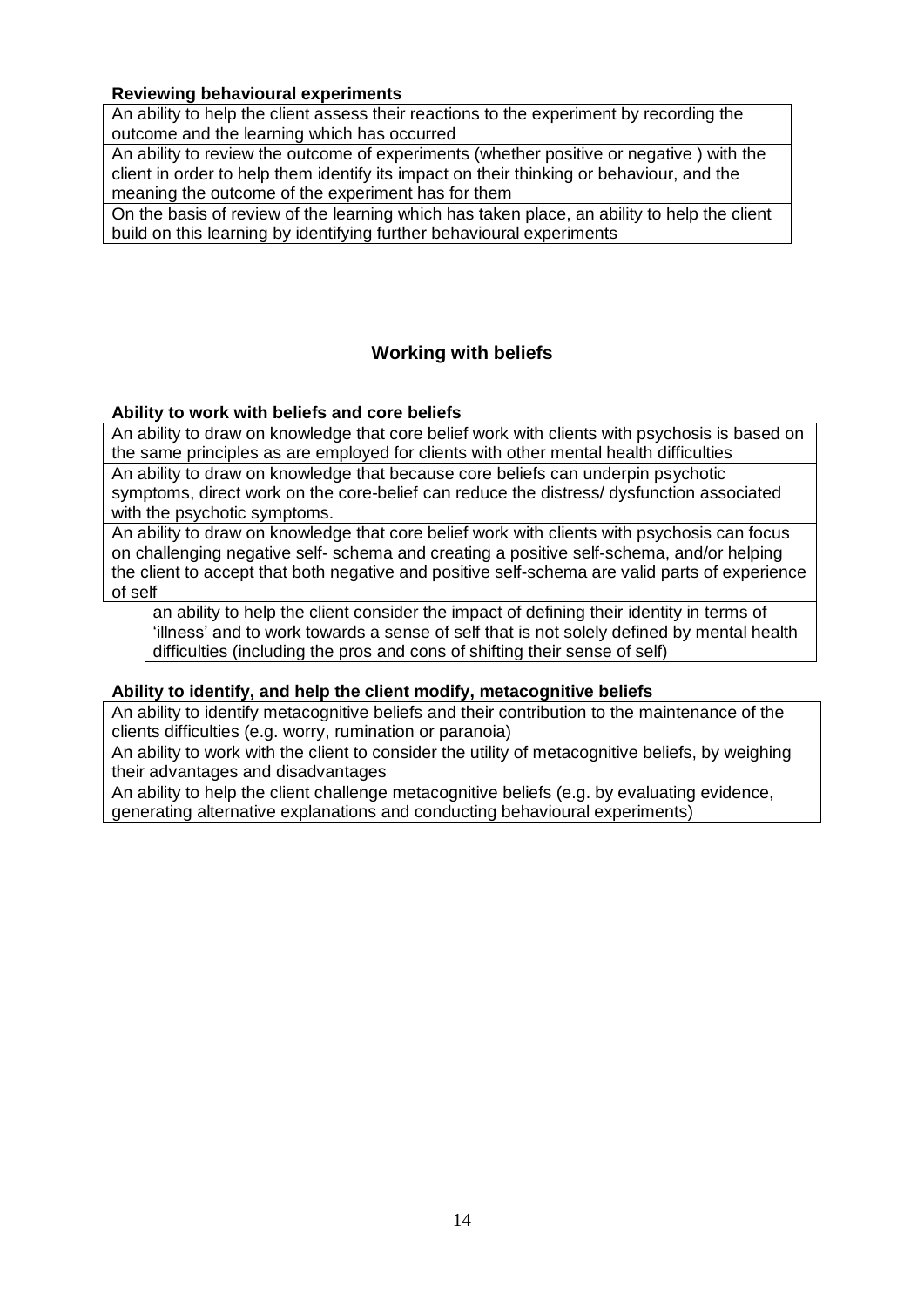**Reviewing behavioural experiments**

| |
|---|
| An ability to help the client assess their reactions to the experiment by recording the outcome and the learning which has occurred |
| An ability to review the outcome of experiments (whether positive or negative ) with the client in order to help them identify its impact on their thinking or behaviour, and the meaning the outcome of the experiment has for them |
| On the basis of review of the learning which has taken place, an ability to help the client build on this learning by identifying further behavioural experiments |

## Working with beliefs

**Ability to work with beliefs and core beliefs**

| |
|---|
| An ability to draw on knowledge that core belief work with clients with psychosis is based on the same principles as are employed for clients with other mental health difficulties |
| An ability to draw on knowledge that because core beliefs can underpin psychotic symptoms, direct work on the core-belief can reduce the distress/ dysfunction associated with the psychotic symptoms. |
| An ability to draw on knowledge that core belief work with clients with psychosis can focus on challenging negative self- schema and creating a positive self-schema, and/or helping the client to accept that both negative and positive self-schema are valid parts of experience of self |
| an ability to help the client consider the impact of defining their identity in terms of 'illness' and to work towards a sense of self that is not solely defined by mental health difficulties (including the pros and cons of shifting their sense of self) |

**Ability to identify, and help the client modify, metacognitive beliefs**

| |
|---|
| An ability to identify metacognitive beliefs and their contribution to the maintenance of the clients difficulties (e.g. worry, rumination or paranoia) |
| An ability to work with the client to consider the utility of metacognitive beliefs, by weighing their advantages and disadvantages |
| An ability to help the client challenge metacognitive beliefs (e.g. by evaluating evidence, generating alternative explanations and conducting behavioural experiments) |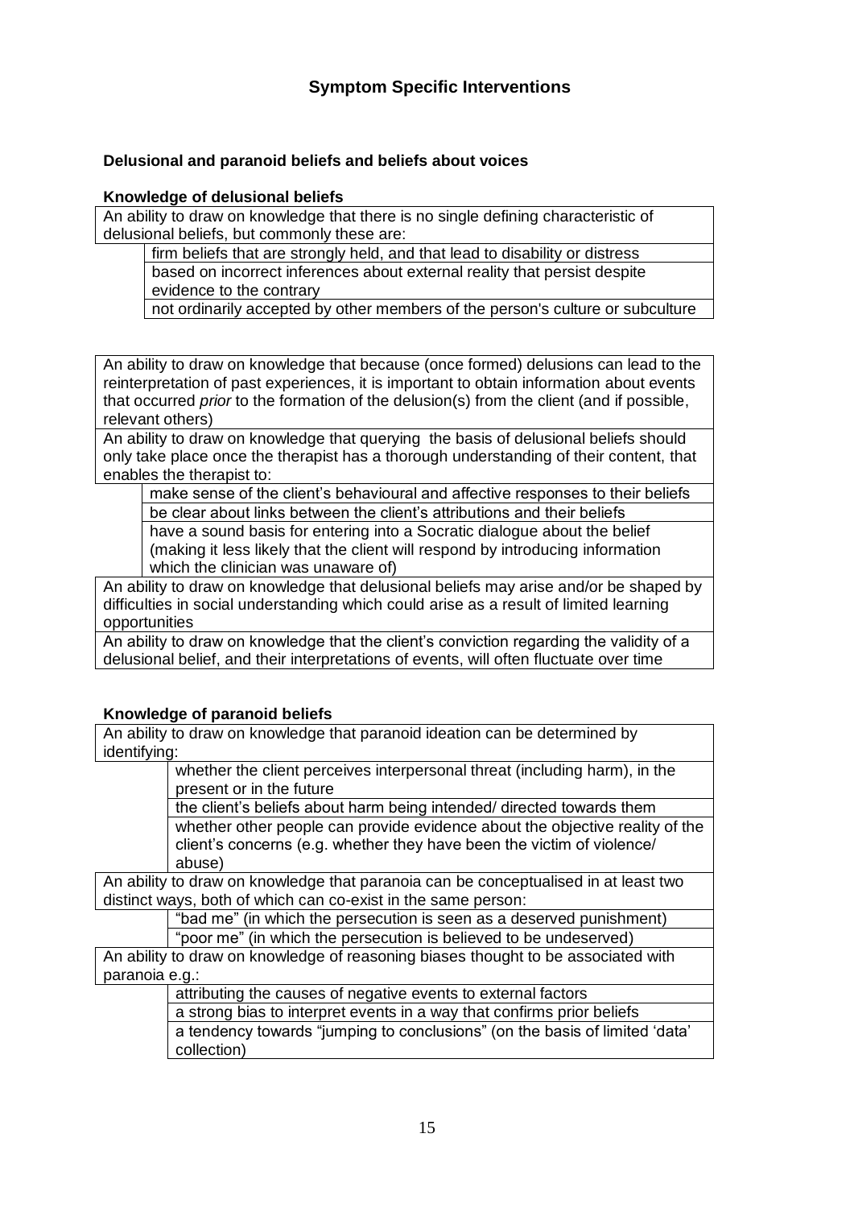## Symptom Specific Interventions

### Delusional and paranoid beliefs and beliefs about voices

**Knowledge of delusional beliefs**

An ability to draw on knowledge that there is no single defining characteristic of delusional beliefs, but commonly these are:

- firm beliefs that are strongly held, and that lead to disability or distress
- based on incorrect inferences about external reality that persist despite evidence to the contrary
- not ordinarily accepted by other members of the person's culture or subculture

An ability to draw on knowledge that because (once formed) delusions can lead to the reinterpretation of past experiences, it is important to obtain information about events that occurred *prior* to the formation of the delusion(s) from the client (and if possible, relevant others)

An ability to draw on knowledge that querying the basis of delusional beliefs should only take place once the therapist has a thorough understanding of their content, that enables the therapist to:

- make sense of the client's behavioural and affective responses to their beliefs
- be clear about links between the client's attributions and their beliefs
- have a sound basis for entering into a Socratic dialogue about the belief (making it less likely that the client will respond by introducing information which the clinician was unaware of)

An ability to draw on knowledge that delusional beliefs may arise and/or be shaped by difficulties in social understanding which could arise as a result of limited learning opportunities

An ability to draw on knowledge that the client's conviction regarding the validity of a delusional belief, and their interpretations of events, will often fluctuate over time

**Knowledge of paranoid beliefs**

An ability to draw on knowledge that paranoid ideation can be determined by identifying:

- whether the client perceives interpersonal threat (including harm), in the present or in the future
- the client's beliefs about harm being intended/ directed towards them
- whether other people can provide evidence about the objective reality of the client's concerns (e.g. whether they have been the victim of violence/ abuse)

An ability to draw on knowledge that paranoia can be conceptualised in at least two distinct ways, both of which can co-exist in the same person:

- "bad me" (in which the persecution is seen as a deserved punishment)
- "poor me" (in which the persecution is believed to be undeserved)

An ability to draw on knowledge of reasoning biases thought to be associated with paranoia e.g.:

- attributing the causes of negative events to external factors
- a strong bias to interpret events in a way that confirms prior beliefs
- a tendency towards "jumping to conclusions" (on the basis of limited 'data' collection)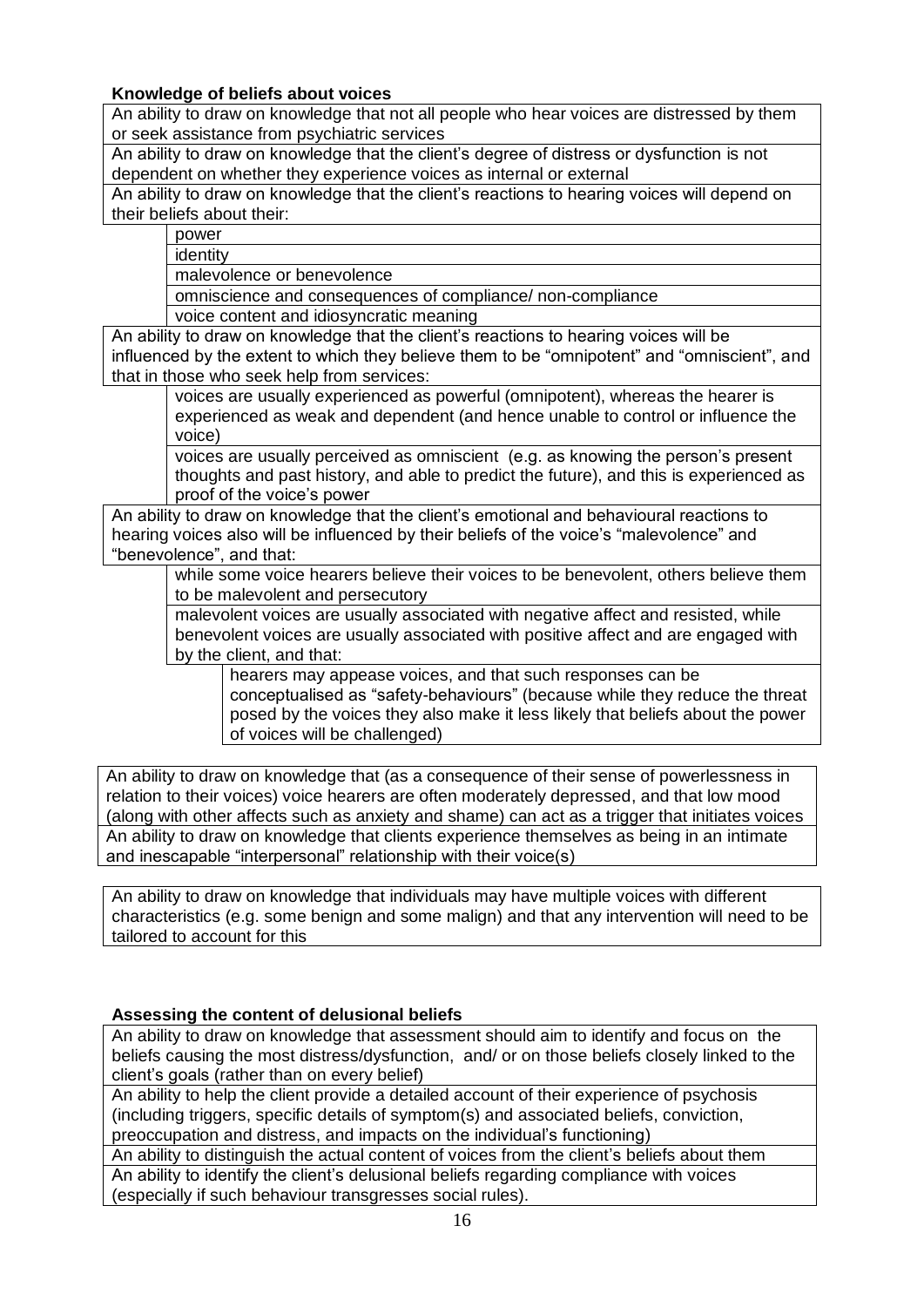**Knowledge of beliefs about voices**

An ability to draw on knowledge that not all people who hear voices are distressed by them or seek assistance from psychiatric services

An ability to draw on knowledge that the client's degree of distress or dysfunction is not dependent on whether they experience voices as internal or external

An ability to draw on knowledge that the client's reactions to hearing voices will depend on their beliefs about their:

- power
- identity
- malevolence or benevolence
- omniscience and consequences of compliance/ non-compliance
- voice content and idiosyncratic meaning

An ability to draw on knowledge that the client's reactions to hearing voices will be influenced by the extent to which they believe them to be "omnipotent" and "omniscient", and that in those who seek help from services:

- voices are usually experienced as powerful (omnipotent), whereas the hearer is experienced as weak and dependent (and hence unable to control or influence the voice)
- voices are usually perceived as omniscient (e.g. as knowing the person's present thoughts and past history, and able to predict the future), and this is experienced as proof of the voice's power

An ability to draw on knowledge that the client's emotional and behavioural reactions to hearing voices also will be influenced by their beliefs of the voice's "malevolence" and "benevolence", and that:

- while some voice hearers believe their voices to be benevolent, others believe them to be malevolent and persecutory
- malevolent voices are usually associated with negative affect and resisted, while benevolent voices are usually associated with positive affect and are engaged with by the client, and that:
  - hearers may appease voices, and that such responses can be conceptualised as "safety-behaviours" (because while they reduce the threat posed by the voices they also make it less likely that beliefs about the power of voices will be challenged)

An ability to draw on knowledge that (as a consequence of their sense of powerlessness in relation to their voices) voice hearers are often moderately depressed, and that low mood (along with other affects such as anxiety and shame) can act as a trigger that initiates voices

An ability to draw on knowledge that clients experience themselves as being in an intimate and inescapable "interpersonal" relationship with their voice(s)

An ability to draw on knowledge that individuals may have multiple voices with different characteristics (e.g. some benign and some malign) and that any intervention will need to be tailored to account for this

**Assessing the content of delusional beliefs**

An ability to draw on knowledge that assessment should aim to identify and focus on the beliefs causing the most distress/dysfunction, and/ or on those beliefs closely linked to the client's goals (rather than on every belief)

An ability to help the client provide a detailed account of their experience of psychosis (including triggers, specific details of symptom(s) and associated beliefs, conviction, preoccupation and distress, and impacts on the individual's functioning)

An ability to distinguish the actual content of voices from the client's beliefs about them

An ability to identify the client's delusional beliefs regarding compliance with voices (especially if such behaviour transgresses social rules).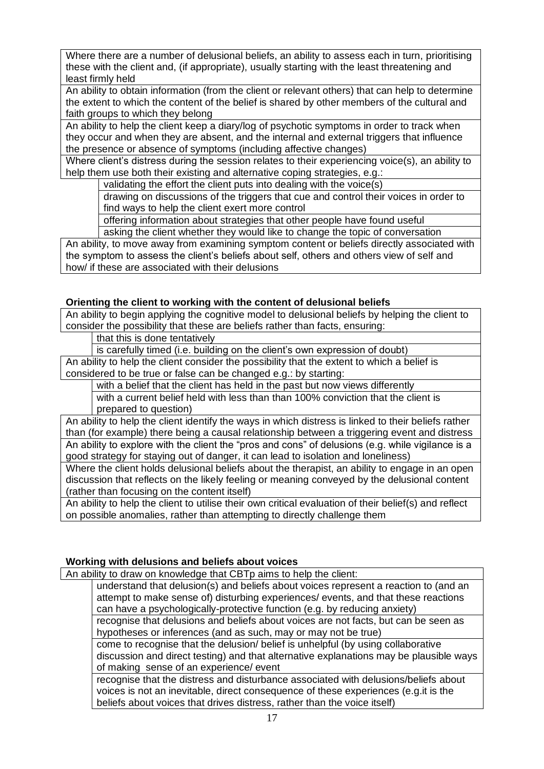Where there are a number of delusional beliefs, an ability to assess each in turn, prioritising these with the client and, (if appropriate), usually starting with the least threatening and least firmly held

An ability to obtain information (from the client or relevant others) that can help to determine the extent to which the content of the belief is shared by other members of the cultural and faith groups to which they belong

An ability to help the client keep a diary/log of psychotic symptoms in order to track when they occur and when they are absent, and the internal and external triggers that influence the presence or absence of symptoms (including affective changes)

Where client's distress during the session relates to their experiencing voice(s), an ability to help them use both their existing and alternative coping strategies, e.g.:

- validating the effort the client puts into dealing with the voice(s)
- drawing on discussions of the triggers that cue and control their voices in order to find ways to help the client exert more control
- offering information about strategies that other people have found useful
- asking the client whether they would like to change the topic of conversation

An ability, to move away from examining symptom content or beliefs directly associated with the symptom to assess the client's beliefs about self, others and others view of self and how/ if these are associated with their delusions

**Orienting the client to working with the content of delusional beliefs**

An ability to begin applying the cognitive model to delusional beliefs by helping the client to consider the possibility that these are beliefs rather than facts, ensuring:

- that this is done tentatively
- is carefully timed (i.e. building on the client's own expression of doubt)

An ability to help the client consider the possibility that the extent to which a belief is considered to be true or false can be changed e.g.: by starting:

- with a belief that the client has held in the past but now views differently
- with a current belief held with less than than 100% conviction that the client is prepared to question)

An ability to help the client identify the ways in which distress is linked to their beliefs rather than (for example) there being a causal relationship between a triggering event and distress

An ability to explore with the client the "pros and cons" of delusions (e.g. while vigilance is a good strategy for staying out of danger, it can lead to isolation and loneliness)

Where the client holds delusional beliefs about the therapist, an ability to engage in an open discussion that reflects on the likely feeling or meaning conveyed by the delusional content (rather than focusing on the content itself)

An ability to help the client to utilise their own critical evaluation of their belief(s) and reflect on possible anomalies, rather than attempting to directly challenge them

**Working with delusions and beliefs about voices**

An ability to draw on knowledge that CBTp aims to help the client:

- understand that delusion(s) and beliefs about voices represent a reaction to (and an attempt to make sense of) disturbing experiences/ events, and that these reactions can have a psychologically-protective function (e.g. by reducing anxiety)
- recognise that delusions and beliefs about voices are not facts, but can be seen as hypotheses or inferences (and as such, may or may not be true)
- come to recognise that the delusion/ belief is unhelpful (by using collaborative discussion and direct testing) and that alternative explanations may be plausible ways of making sense of an experience/ event
- recognise that the distress and disturbance associated with delusions/beliefs about voices is not an inevitable, direct consequence of these experiences (e.g.it is the beliefs about voices that drives distress, rather than the voice itself)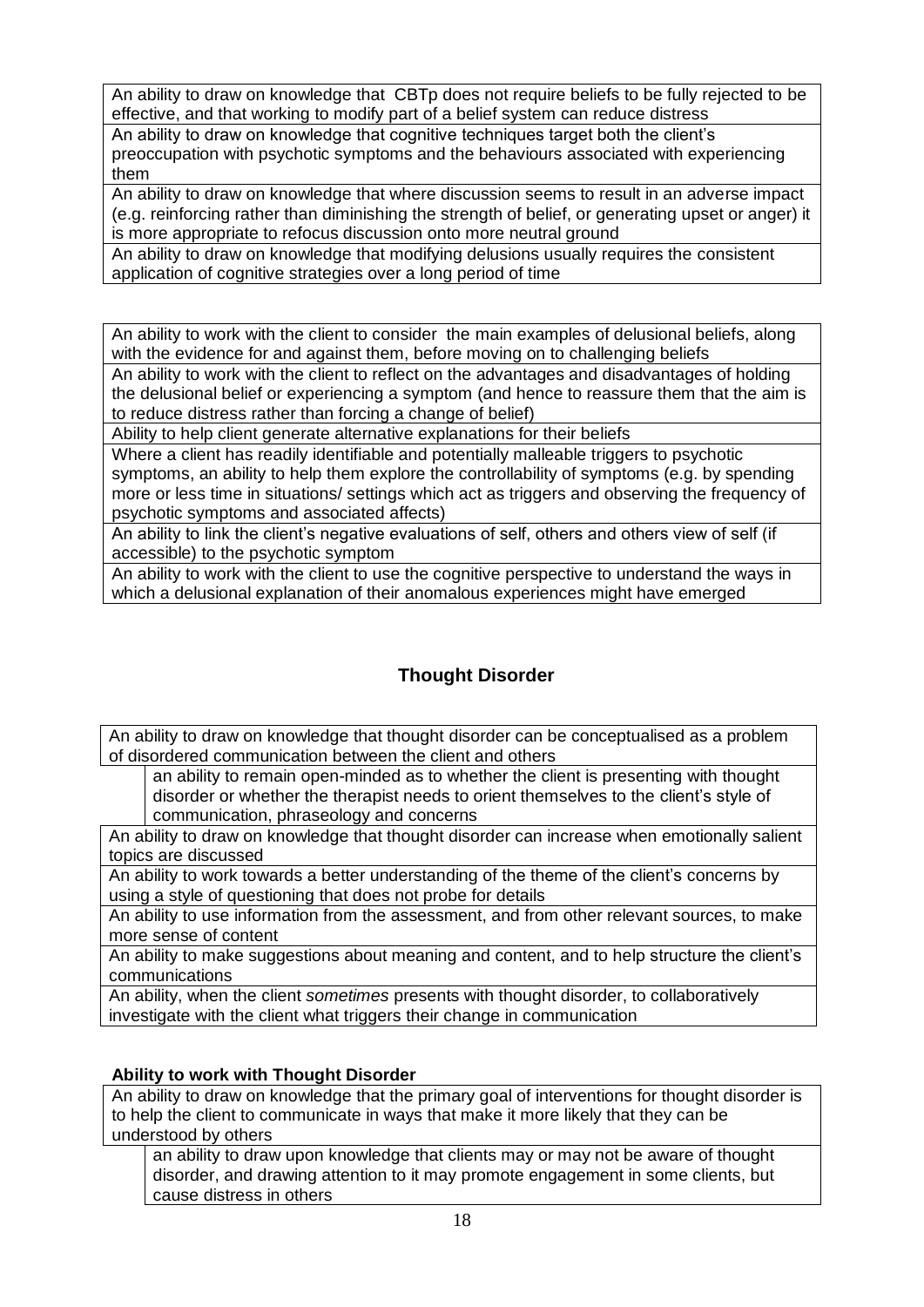An ability to draw on knowledge that CBTp does not require beliefs to be fully rejected to be effective, and that working to modify part of a belief system can reduce distress

An ability to draw on knowledge that cognitive techniques target both the client's preoccupation with psychotic symptoms and the behaviours associated with experiencing them

An ability to draw on knowledge that where discussion seems to result in an adverse impact (e.g. reinforcing rather than diminishing the strength of belief, or generating upset or anger) it is more appropriate to refocus discussion onto more neutral ground

An ability to draw on knowledge that modifying delusions usually requires the consistent application of cognitive strategies over a long period of time

An ability to work with the client to consider the main examples of delusional beliefs, along with the evidence for and against them, before moving on to challenging beliefs

An ability to work with the client to reflect on the advantages and disadvantages of holding the delusional belief or experiencing a symptom (and hence to reassure them that the aim is to reduce distress rather than forcing a change of belief)

Ability to help client generate alternative explanations for their beliefs

Where a client has readily identifiable and potentially malleable triggers to psychotic symptoms, an ability to help them explore the controllability of symptoms (e.g. by spending more or less time in situations/ settings which act as triggers and observing the frequency of psychotic symptoms and associated affects)

An ability to link the client's negative evaluations of self, others and others view of self (if accessible) to the psychotic symptom

An ability to work with the client to use the cognitive perspective to understand the ways in which a delusional explanation of their anomalous experiences might have emerged

## Thought Disorder

An ability to draw on knowledge that thought disorder can be conceptualised as a problem of disordered communication between the client and others

- an ability to remain open-minded as to whether the client is presenting with thought disorder or whether the therapist needs to orient themselves to the client's style of communication, phraseology and concerns

An ability to draw on knowledge that thought disorder can increase when emotionally salient topics are discussed

An ability to work towards a better understanding of the theme of the client's concerns by using a style of questioning that does not probe for details

An ability to use information from the assessment, and from other relevant sources, to make more sense of content

An ability to make suggestions about meaning and content, and to help structure the client's communications

An ability, when the client *sometimes* presents with thought disorder, to collaboratively investigate with the client what triggers their change in communication

### Ability to work with Thought Disorder

An ability to draw on knowledge that the primary goal of interventions for thought disorder is to help the client to communicate in ways that make it more likely that they can be understood by others

- an ability to draw upon knowledge that clients may or may not be aware of thought disorder, and drawing attention to it may promote engagement in some clients, but cause distress in others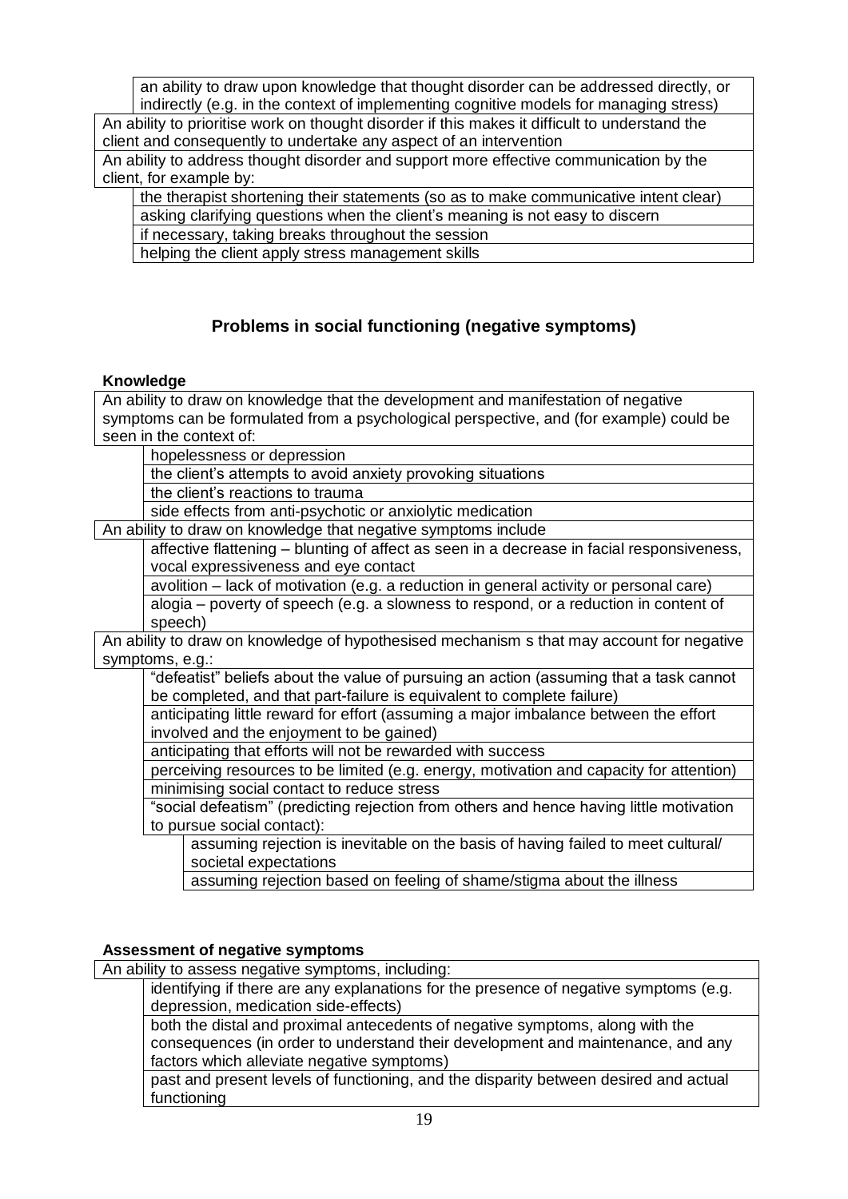- an ability to draw upon knowledge that thought disorder can be addressed directly, or indirectly (e.g. in the context of implementing cognitive models for managing stress)

An ability to prioritise work on thought disorder if this makes it difficult to understand the client and consequently to undertake any aspect of an intervention

An ability to address thought disorder and support more effective communication by the client, for example by:

- the therapist shortening their statements (so as to make communicative intent clear)
- asking clarifying questions when the client's meaning is not easy to discern
- if necessary, taking breaks throughout the session
- helping the client apply stress management skills

## Problems in social functioning (negative symptoms)

### Knowledge

An ability to draw on knowledge that the development and manifestation of negative symptoms can be formulated from a psychological perspective, and (for example) could be seen in the context of:

- hopelessness or depression
- the client's attempts to avoid anxiety provoking situations
- the client's reactions to trauma
- side effects from anti-psychotic or anxiolytic medication

An ability to draw on knowledge that negative symptoms include

- affective flattening – blunting of affect as seen in a decrease in facial responsiveness, vocal expressiveness and eye contact
- avolition – lack of motivation (e.g. a reduction in general activity or personal care)
- alogia – poverty of speech (e.g. a slowness to respond, or a reduction in content of speech)

An ability to draw on knowledge of hypothesised mechanism s that may account for negative symptoms, e.g.:

- "defeatist" beliefs about the value of pursuing an action (assuming that a task cannot be completed, and that part-failure is equivalent to complete failure)
- anticipating little reward for effort (assuming a major imbalance between the effort involved and the enjoyment to be gained)
- anticipating that efforts will not be rewarded with success
- perceiving resources to be limited (e.g. energy, motivation and capacity for attention)
- minimising social contact to reduce stress
- "social defeatism" (predicting rejection from others and hence having little motivation to pursue social contact):
  - assuming rejection is inevitable on the basis of having failed to meet cultural/ societal expectations
  - assuming rejection based on feeling of shame/stigma about the illness

### Assessment of negative symptoms

An ability to assess negative symptoms, including:

- identifying if there are any explanations for the presence of negative symptoms (e.g. depression, medication side-effects)
- both the distal and proximal antecedents of negative symptoms, along with the consequences (in order to understand their development and maintenance, and any factors which alleviate negative symptoms)
- past and present levels of functioning, and the disparity between desired and actual functioning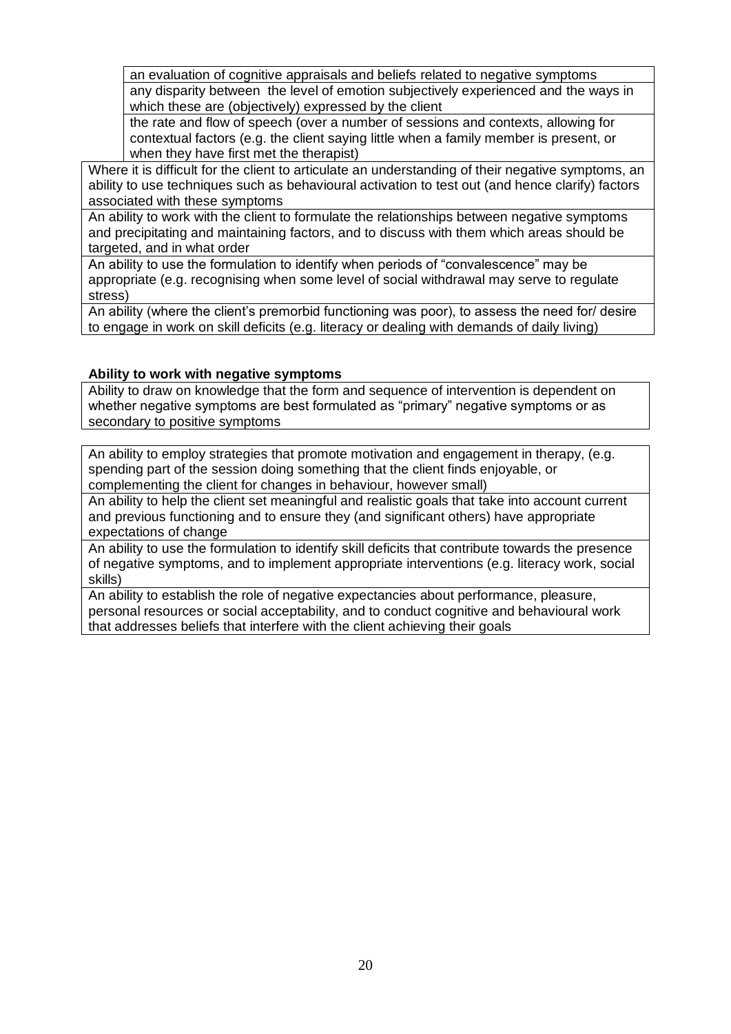- an evaluation of cognitive appraisals and beliefs related to negative symptoms
- any disparity between the level of emotion subjectively experienced and the ways in which these are (objectively) expressed by the client
- the rate and flow of speech (over a number of sessions and contexts, allowing for contextual factors (e.g. the client saying little when a family member is present, or when they have first met the therapist)

Where it is difficult for the client to articulate an understanding of their negative symptoms, an ability to use techniques such as behavioural activation to test out (and hence clarify) factors associated with these symptoms

An ability to work with the client to formulate the relationships between negative symptoms and precipitating and maintaining factors, and to discuss with them which areas should be targeted, and in what order

An ability to use the formulation to identify when periods of "convalescence" may be appropriate (e.g. recognising when some level of social withdrawal may serve to regulate stress)

An ability (where the client's premorbid functioning was poor), to assess the need for/ desire to engage in work on skill deficits (e.g. literacy or dealing with demands of daily living)

**Ability to work with negative symptoms**

Ability to draw on knowledge that the form and sequence of intervention is dependent on whether negative symptoms are best formulated as "primary" negative symptoms or as secondary to positive symptoms

An ability to employ strategies that promote motivation and engagement in therapy, (e.g. spending part of the session doing something that the client finds enjoyable, or complementing the client for changes in behaviour, however small)

An ability to help the client set meaningful and realistic goals that take into account current and previous functioning and to ensure they (and significant others) have appropriate expectations of change

An ability to use the formulation to identify skill deficits that contribute towards the presence of negative symptoms, and to implement appropriate interventions (e.g. literacy work, social skills)

An ability to establish the role of negative expectancies about performance, pleasure, personal resources or social acceptability, and to conduct cognitive and behavioural work that addresses beliefs that interfere with the client achieving their goals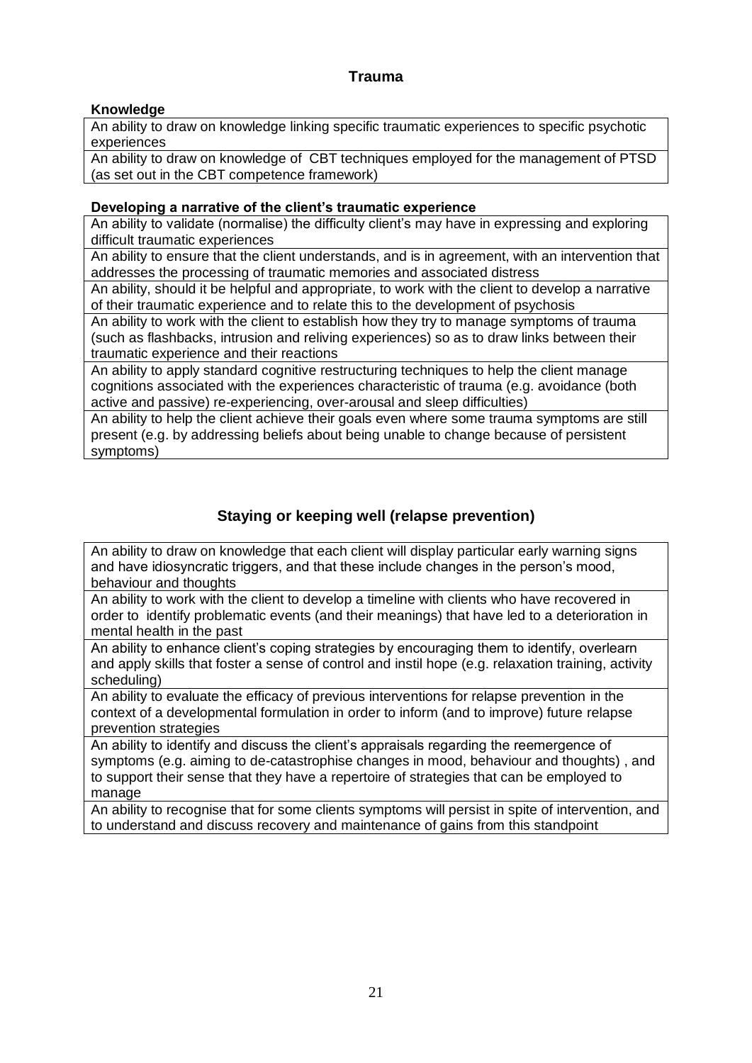## Trauma

**Knowledge**

| |
|---|
| An ability to draw on knowledge linking specific traumatic experiences to specific psychotic experiences |
| An ability to draw on knowledge of CBT techniques employed for the management of PTSD (as set out in the CBT competence framework) |

**Developing a narrative of the client's traumatic experience**

| |
|---|
| An ability to validate (normalise) the difficulty client's may have in expressing and exploring difficult traumatic experiences |
| An ability to ensure that the client understands, and is in agreement, with an intervention that addresses the processing of traumatic memories and associated distress |
| An ability, should it be helpful and appropriate, to work with the client to develop a narrative of their traumatic experience and to relate this to the development of psychosis |
| An ability to work with the client to establish how they try to manage symptoms of trauma (such as flashbacks, intrusion and reliving experiences) so as to draw links between their traumatic experience and their reactions |
| An ability to apply standard cognitive restructuring techniques to help the client manage cognitions associated with the experiences characteristic of trauma (e.g. avoidance (both active and passive) re-experiencing, over-arousal and sleep difficulties) |
| An ability to help the client achieve their goals even where some trauma symptoms are still present (e.g. by addressing beliefs about being unable to change because of persistent symptoms) |

## Staying or keeping well (relapse prevention)

| |
|---|
| An ability to draw on knowledge that each client will display particular early warning signs and have idiosyncratic triggers, and that these include changes in the person's mood, behaviour and thoughts |
| An ability to work with the client to develop a timeline with clients who have recovered in order to identify problematic events (and their meanings) that have led to a deterioration in mental health in the past |
| An ability to enhance client's coping strategies by encouraging them to identify, overlearn and apply skills that foster a sense of control and instil hope (e.g. relaxation training, activity scheduling) |
| An ability to evaluate the efficacy of previous interventions for relapse prevention in the context of a developmental formulation in order to inform (and to improve) future relapse prevention strategies |
| An ability to identify and discuss the client's appraisals regarding the reemergence of symptoms (e.g. aiming to de-catastrophise changes in mood, behaviour and thoughts) , and to support their sense that they have a repertoire of strategies that can be employed to manage |
| An ability to recognise that for some clients symptoms will persist in spite of intervention, and to understand and discuss recovery and maintenance of gains from this standpoint |